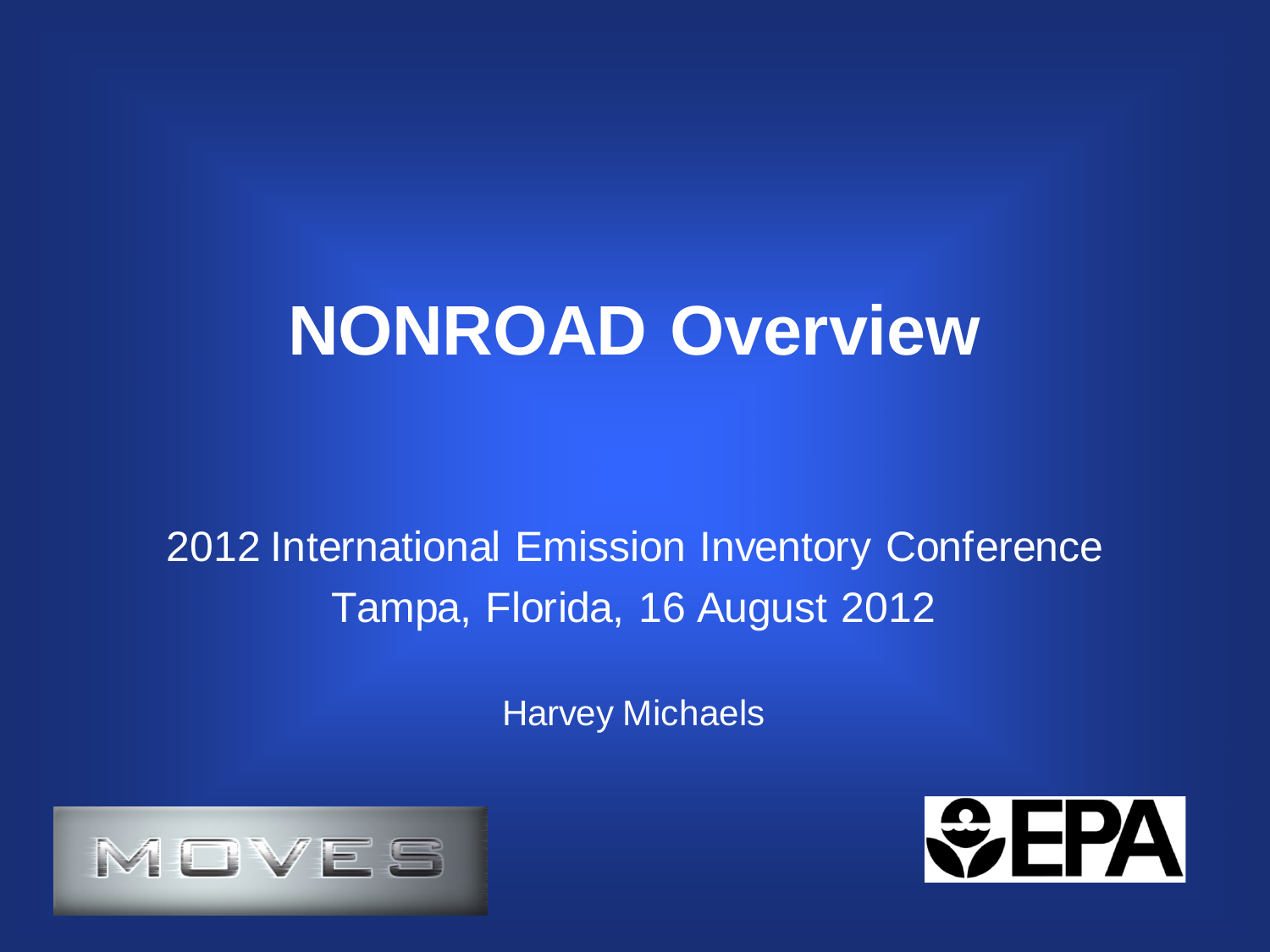# NONROAD Overview

2012 International Emission Inventory Conference
Tampa, Florida, 16 August 2012

Harvey Michaels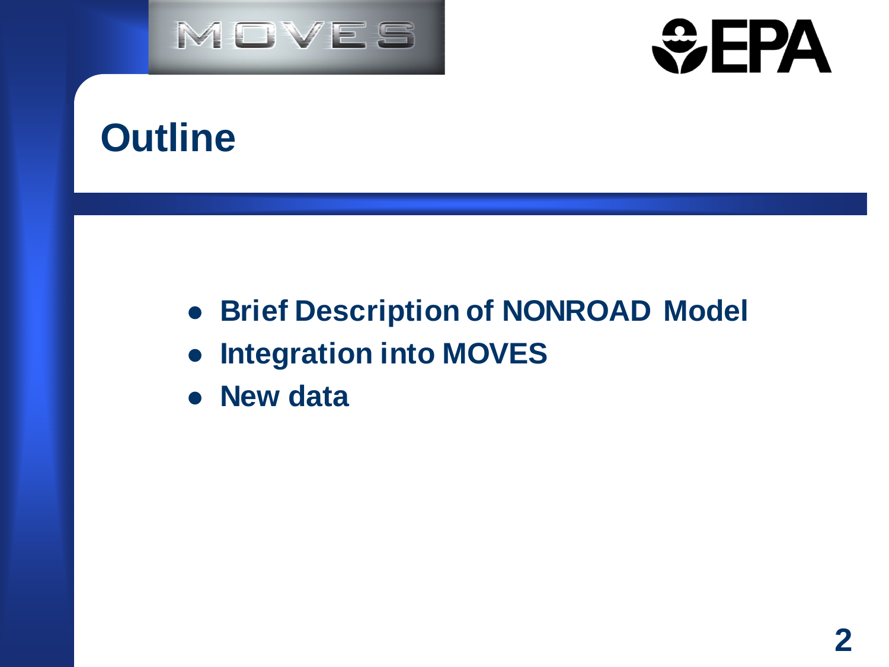# Outline

- Brief Description of NONROAD Model
- Integration into MOVES
- New data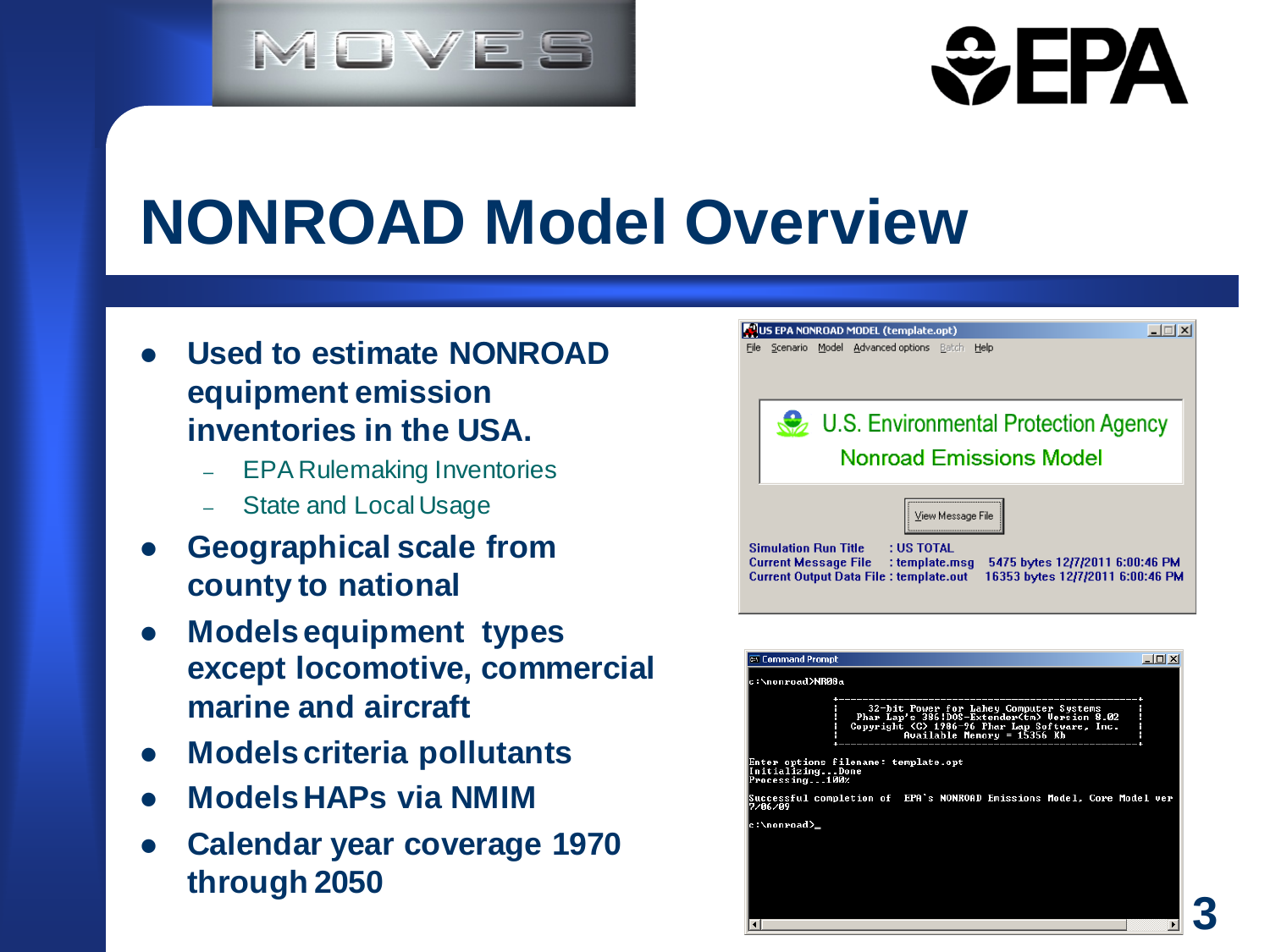# NONROAD Model Overview

- **Used to estimate NONROAD equipment emission inventories in the USA.**
  - EPA Rulemaking Inventories
  - State and Local Usage
- **Geographical scale from county to national**
- **Models equipment types except locomotive, commercial marine and aircraft**
- **Models criteria pollutants**
- **Models HAPs via NMIM**
- **Calendar year coverage 1970 through 2050**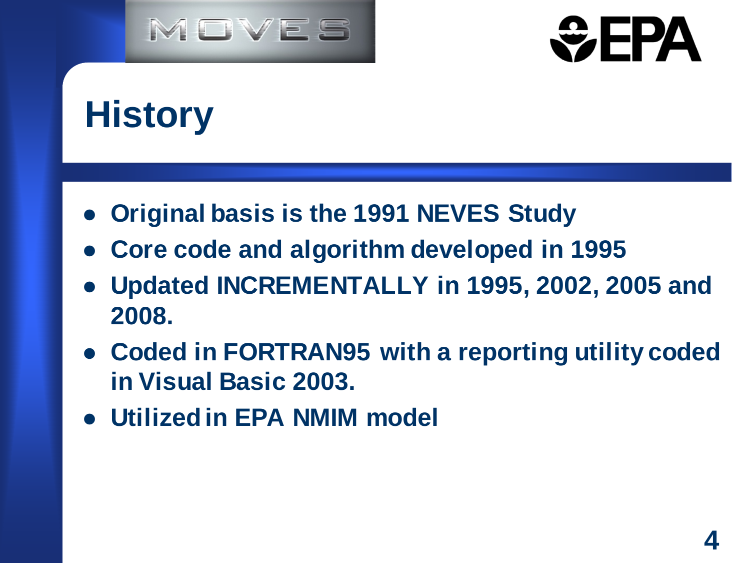# History

- Original basis is the 1991 NEVES Study
- Core code and algorithm developed in 1995
- Updated INCREMENTALLY in 1995, 2002, 2005 and 2008.
- Coded in FORTRAN95 with a reporting utility coded in Visual Basic 2003.
- Utilized in EPA NMIM model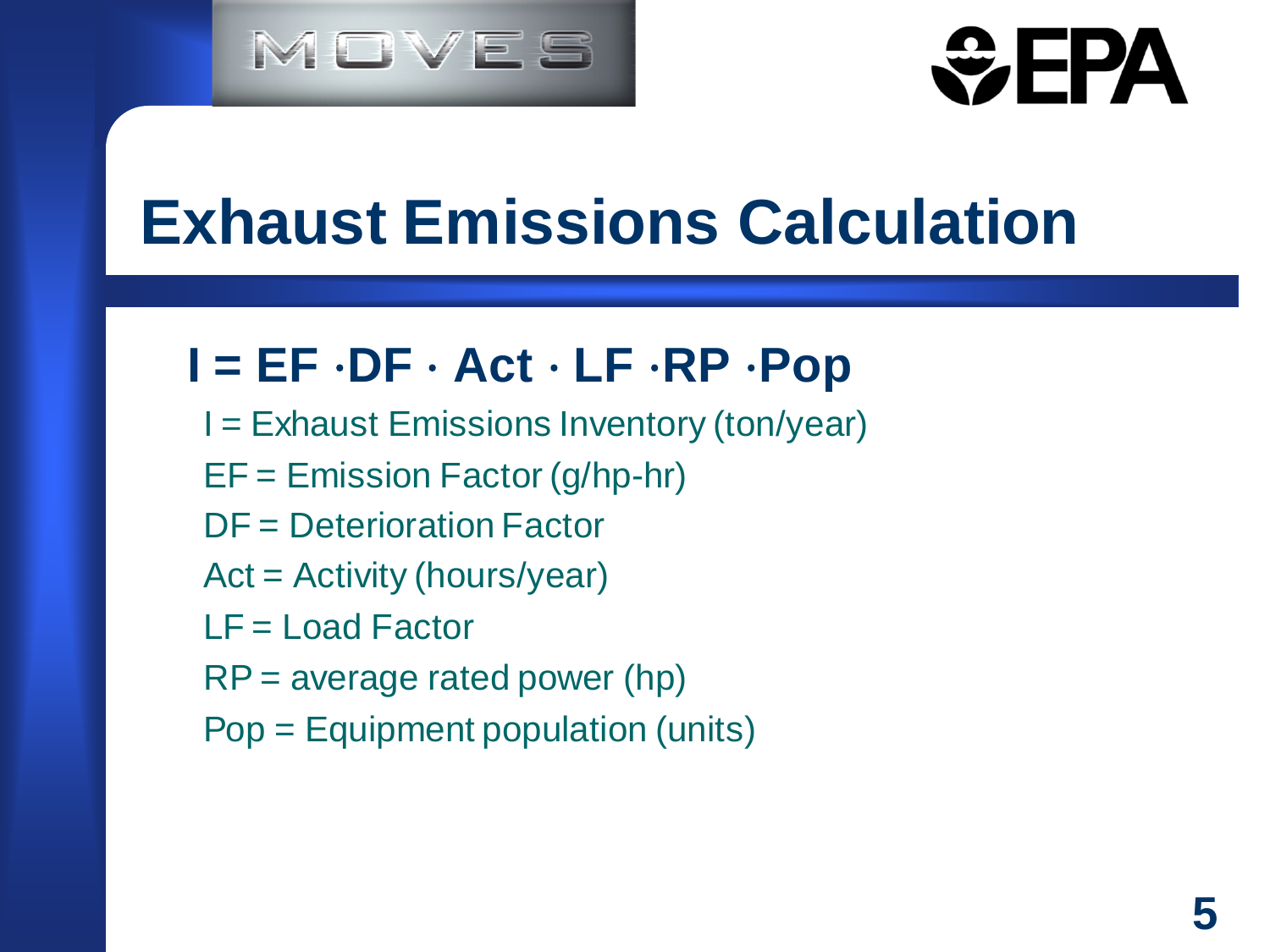# Exhaust Emissions Calculation

$$I = EF \cdot DF \cdot Act \cdot LF \cdot RP \cdot Pop$$

- I = Exhaust Emissions Inventory (ton/year)
- EF = Emission Factor (g/hp-hr)
- DF = Deterioration Factor
- Act = Activity (hours/year)
- LF = Load Factor
- RP = average rated power (hp)
- Pop = Equipment population (units)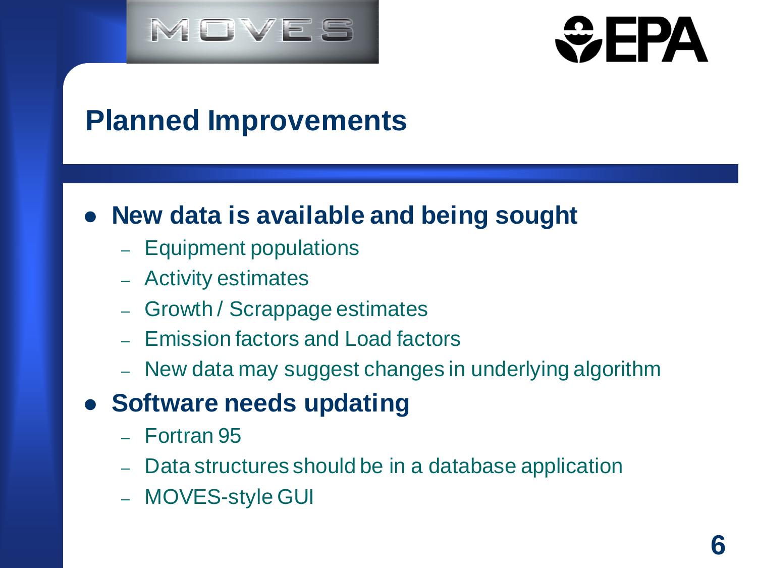## Planned Improvements

- **New data is available and being sought**
  - Equipment populations
  - Activity estimates
  - Growth / Scrappage estimates
  - Emission factors and Load factors
  - New data may suggest changes in underlying algorithm
- **Software needs updating**
  - Fortran 95
  - Data structures should be in a database application
  - MOVES-style GUI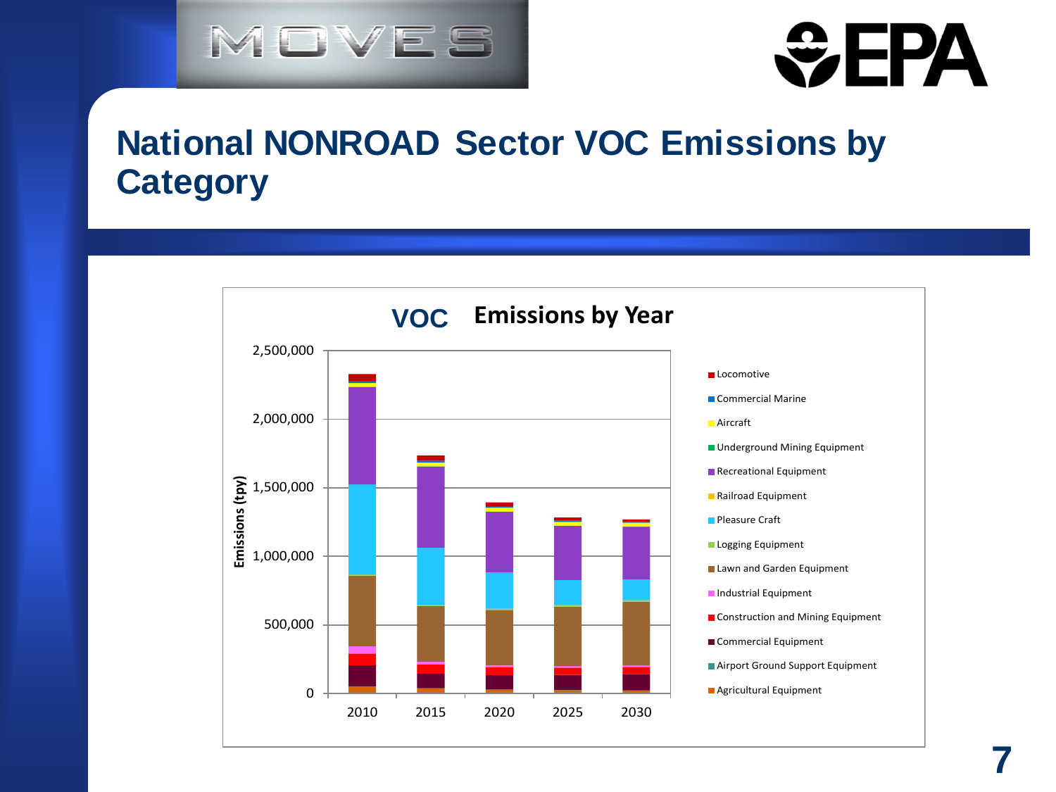# National NONROAD Sector VOC Emissions by Category

**VOC Emissions by Year**

Emissions (tpy)

0, 500,000, 1,000,000, 1,500,000, 2,000,000, 2,500,000

2010, 2015, 2020, 2025, 2030

- Locomotive
- Commercial Marine
- Aircraft
- Underground Mining Equipment
- Recreational Equipment
- Railroad Equipment
- Pleasure Craft
- Logging Equipment
- Lawn and Garden Equipment
- Industrial Equipment
- Construction and Mining Equipment
- Commercial Equipment
- Airport Ground Support Equipment
- Agricultural Equipment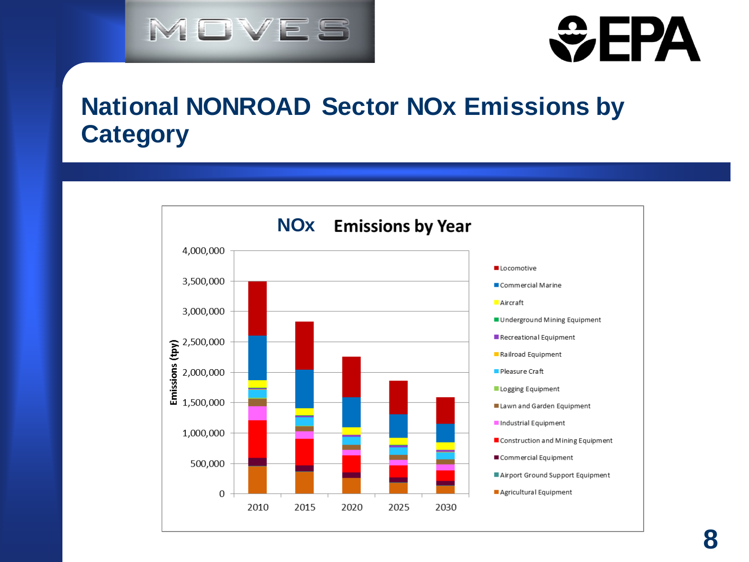# National NONROAD Sector NOx Emissions by Category

**NOx Emissions by Year**

Emissions (tpy)

4,000,000
3,500,000
3,000,000
2,500,000
2,000,000
1,500,000
1,000,000
500,000
0

2010 2015 2020 2025 2030

- Locomotive
- Commercial Marine
- Aircraft
- Underground Mining Equipment
- Recreational Equipment
- Railroad Equipment
- Pleasure Craft
- Logging Equipment
- Lawn and Garden Equipment
- Industrial Equipment
- Construction and Mining Equipment
- Commercial Equipment
- Airport Ground Support Equipment
- Agricultural Equipment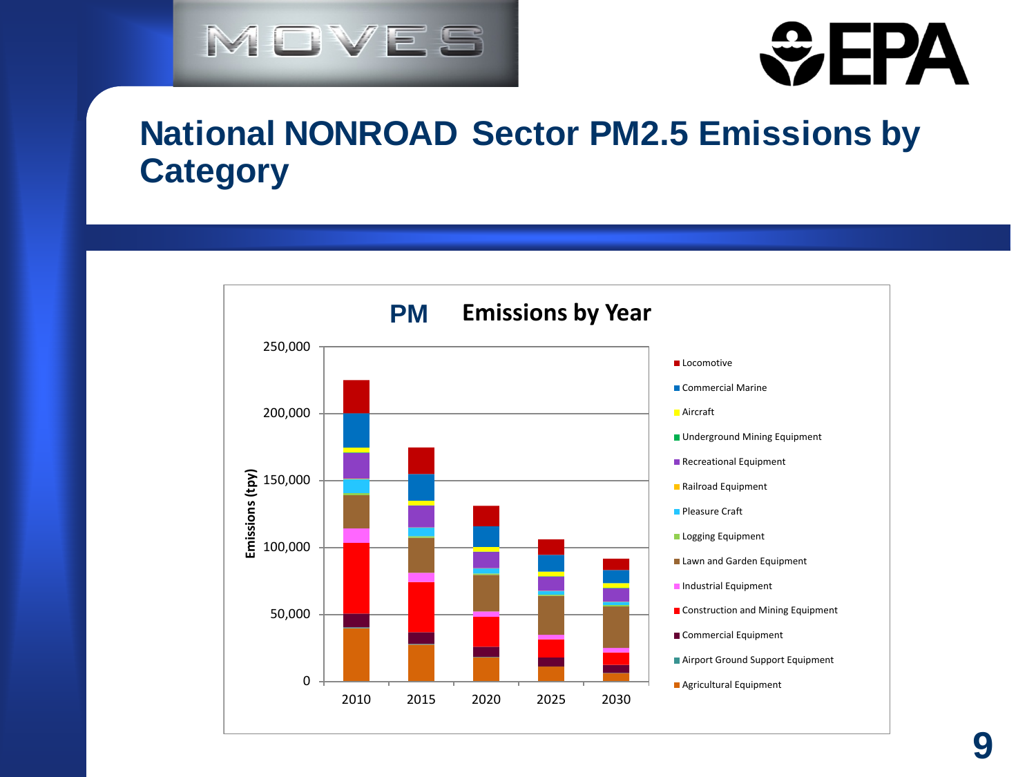# National NONROAD Sector PM2.5 Emissions by Category

**PM Emissions by Year**

Emissions (tpy)

250,000
200,000
150,000
100,000
50,000
0

2010 2015 2020 2025 2030

- Locomotive
- Commercial Marine
- Aircraft
- Underground Mining Equipment
- Recreational Equipment
- Railroad Equipment
- Pleasure Craft
- Logging Equipment
- Lawn and Garden Equipment
- Industrial Equipment
- Construction and Mining Equipment
- Commercial Equipment
- Airport Ground Support Equipment
- Agricultural Equipment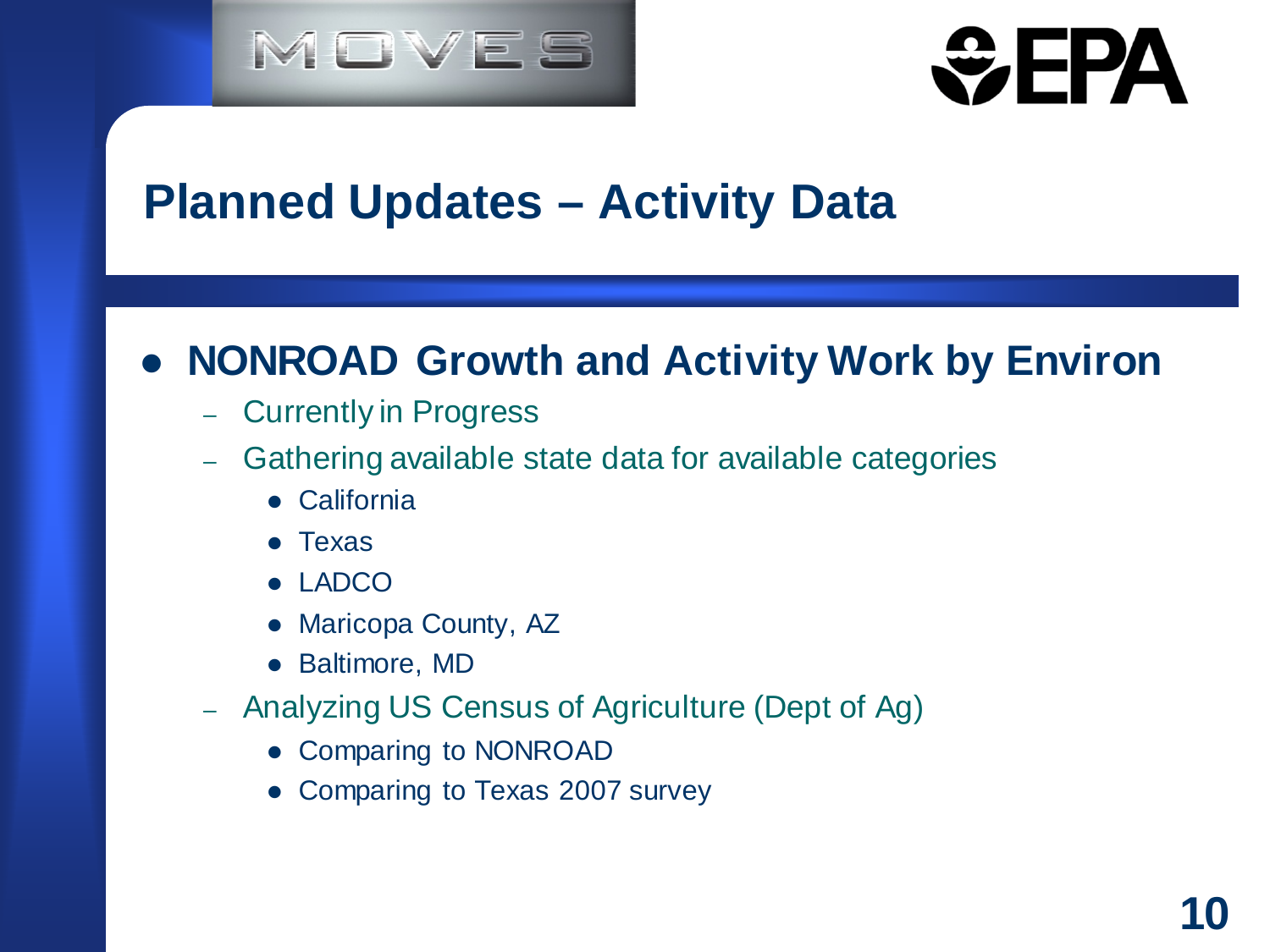# Planned Updates – Activity Data

- **NONROAD Growth and Activity Work by Environ**
  - Currently in Progress
  - Gathering available state data for available categories
    - California
    - Texas
    - LADCO
    - Maricopa County, AZ
    - Baltimore, MD
  - Analyzing US Census of Agriculture (Dept of Ag)
    - Comparing to NONROAD
    - Comparing to Texas 2007 survey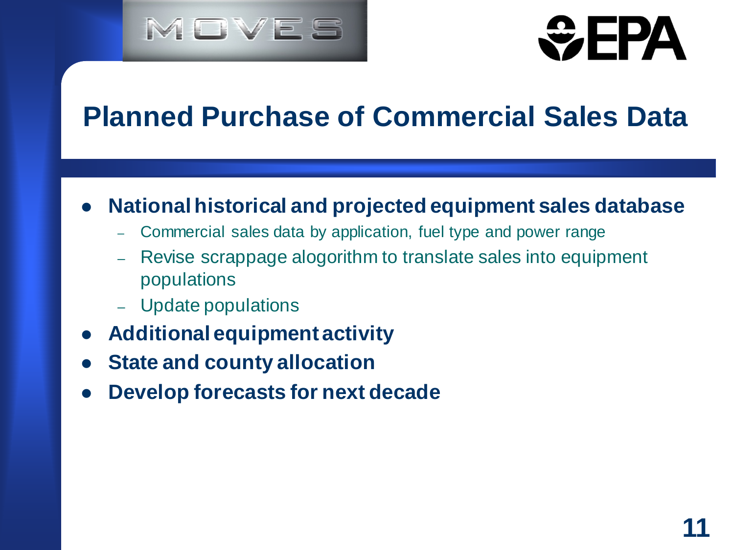# Planned Purchase of Commercial Sales Data

- **National historical and projected equipment sales database**
  - Commercial sales data by application, fuel type and power range
  - Revise scrappage alogorithm to translate sales into equipment populations
  - Update populations
- **Additional equipment activity**
- **State and county allocation**
- **Develop forecasts for next decade**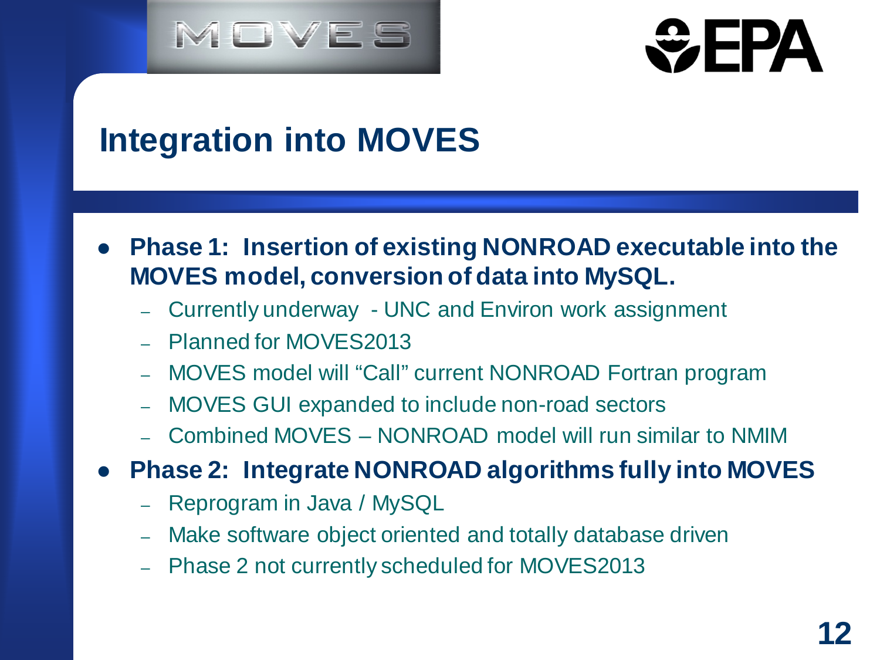# Integration into MOVES

- **Phase 1: Insertion of existing NONROAD executable into the MOVES model, conversion of data into MySQL.**
  - Currently underway - UNC and Environ work assignment
  - Planned for MOVES2013
  - MOVES model will "Call" current NONROAD Fortran program
  - MOVES GUI expanded to include non-road sectors
  - Combined MOVES – NONROAD model will run similar to NMIM
- **Phase 2: Integrate NONROAD algorithms fully into MOVES**
  - Reprogram in Java / MySQL
  - Make software object oriented and totally database driven
  - Phase 2 not currently scheduled for MOVES2013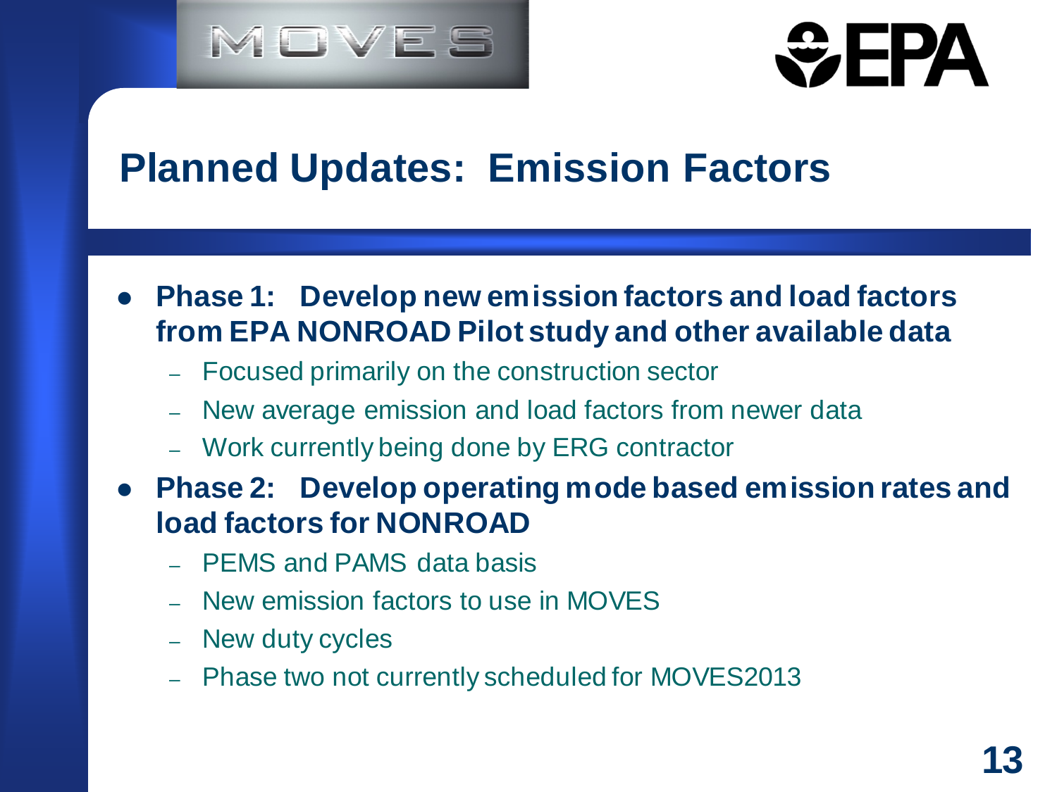# Planned Updates: Emission Factors

- **Phase 1: Develop new emission factors and load factors from EPA NONROAD Pilot study and other available data**
  - Focused primarily on the construction sector
  - New average emission and load factors from newer data
  - Work currently being done by ERG contractor
- **Phase 2: Develop operating mode based emission rates and load factors for NONROAD**
  - PEMS and PAMS data basis
  - New emission factors to use in MOVES
  - New duty cycles
  - Phase two not currently scheduled for MOVES2013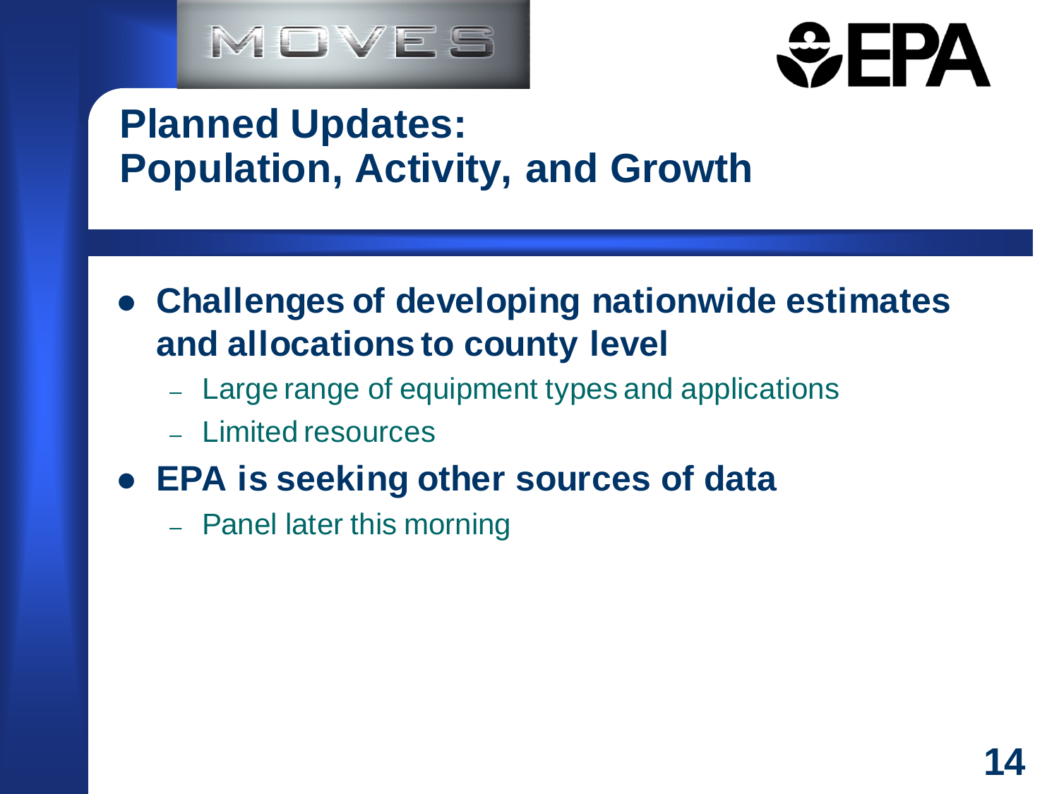# Planned Updates: Population, Activity, and Growth

- **Challenges of developing nationwide estimates and allocations to county level**
  - Large range of equipment types and applications
  - Limited resources
- **EPA is seeking other sources of data**
  - Panel later this morning